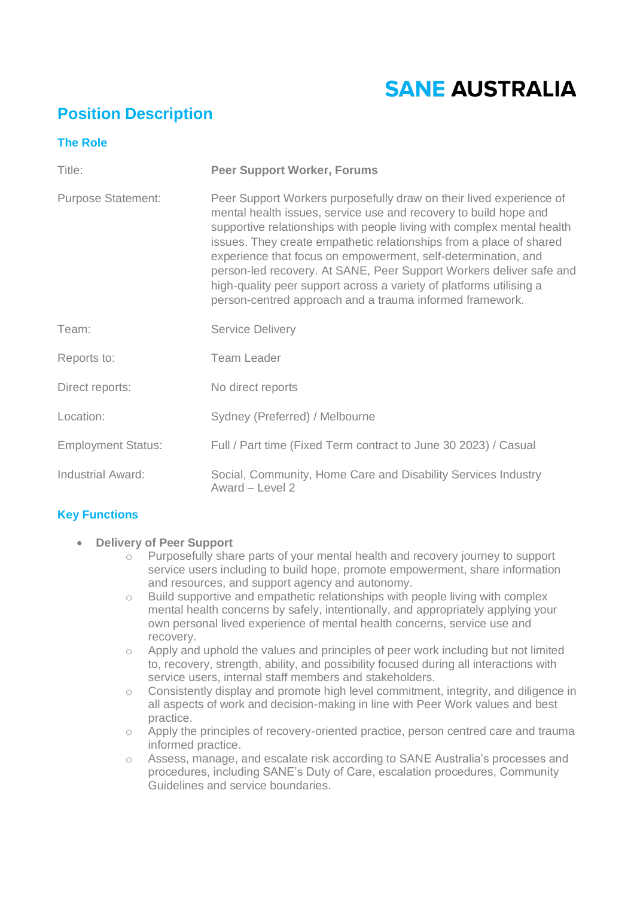SANE AUSTRALIA

# Position Description

## The Role

| | |
|---|---|
| Title: | **Peer Support Worker, Forums** |
| Purpose Statement: | Peer Support Workers purposefully draw on their lived experience of mental health issues, service use and recovery to build hope and supportive relationships with people living with complex mental health issues. They create empathetic relationships from a place of shared experience that focus on empowerment, self-determination, and person-led recovery. At SANE, Peer Support Workers deliver safe and high-quality peer support across a variety of platforms utilising a person-centred approach and a trauma informed framework. |
| Team: | Service Delivery |
| Reports to: | Team Leader |
| Direct reports: | No direct reports |
| Location: | Sydney (Preferred) / Melbourne |
| Employment Status: | Full / Part time (Fixed Term contract to June 30 2023) / Casual |
| Industrial Award: | Social, Community, Home Care and Disability Services Industry Award – Level 2 |

## Key Functions

- **Delivery of Peer Support**
    - Purposefully share parts of your mental health and recovery journey to support service users including to build hope, promote empowerment, share information and resources, and support agency and autonomy.
    - Build supportive and empathetic relationships with people living with complex mental health concerns by safely, intentionally, and appropriately applying your own personal lived experience of mental health concerns, service use and recovery.
    - Apply and uphold the values and principles of peer work including but not limited to, recovery, strength, ability, and possibility focused during all interactions with service users, internal staff members and stakeholders.
    - Consistently display and promote high level commitment, integrity, and diligence in all aspects of work and decision-making in line with Peer Work values and best practice.
    - Apply the principles of recovery-oriented practice, person centred care and trauma informed practice.
    - Assess, manage, and escalate risk according to SANE Australia's processes and procedures, including SANE's Duty of Care, escalation procedures, Community Guidelines and service boundaries.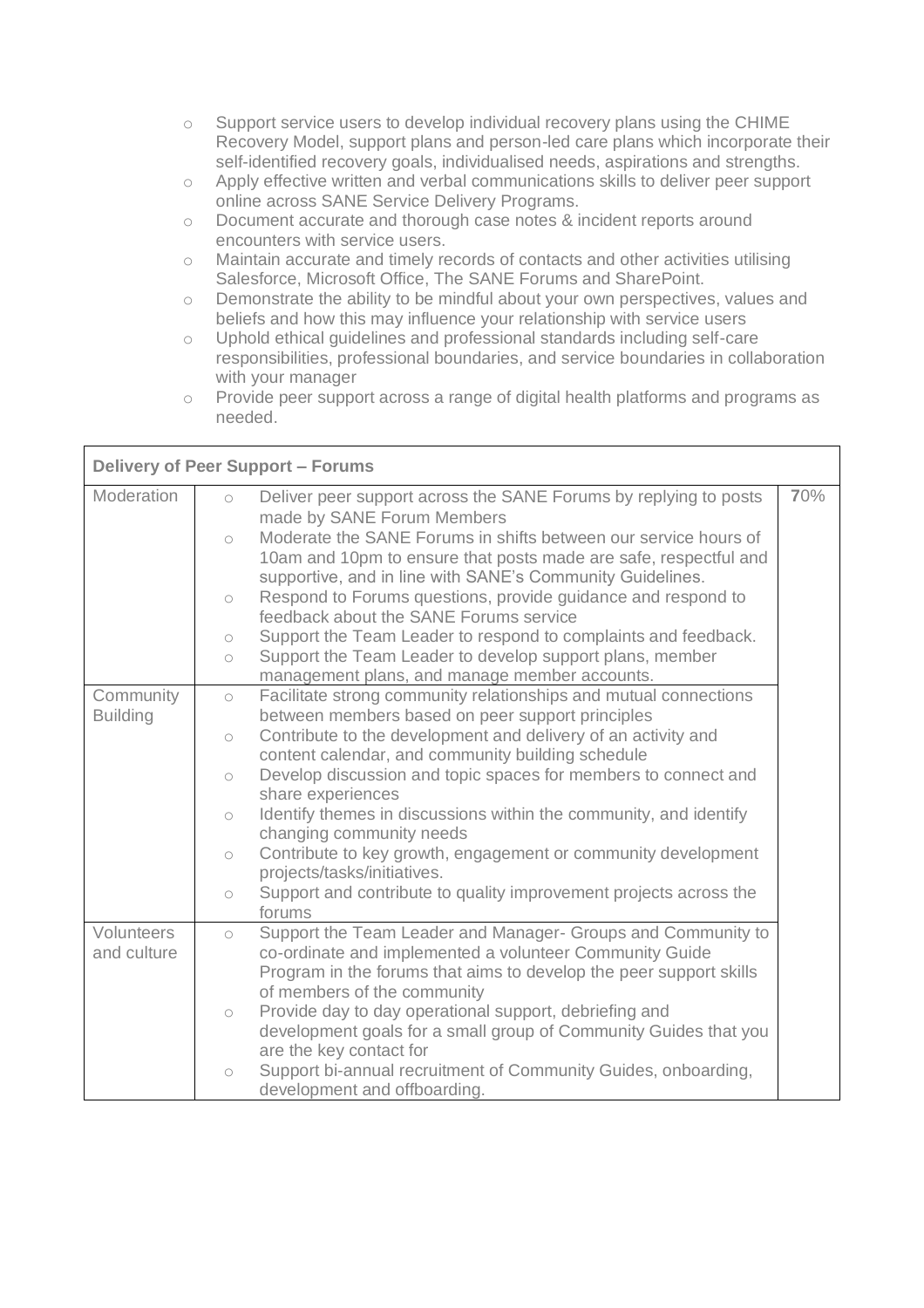- Support service users to develop individual recovery plans using the CHIME Recovery Model, support plans and person-led care plans which incorporate their self-identified recovery goals, individualised needs, aspirations and strengths.
- Apply effective written and verbal communications skills to deliver peer support online across SANE Service Delivery Programs.
- Document accurate and thorough case notes & incident reports around encounters with service users.
- Maintain accurate and timely records of contacts and other activities utilising Salesforce, Microsoft Office, The SANE Forums and SharePoint.
- Demonstrate the ability to be mindful about your own perspectives, values and beliefs and how this may influence your relationship with service users
- Uphold ethical guidelines and professional standards including self-care responsibilities, professional boundaries, and service boundaries in collaboration with your manager
- Provide peer support across a range of digital health platforms and programs as needed.

| **Delivery of Peer Support – Forums** | | |
|---|---|---|
| Moderation | ○ Deliver peer support across the SANE Forums by replying to posts made by SANE Forum Members<br>○ Moderate the SANE Forums in shifts between our service hours of 10am and 10pm to ensure that posts made are safe, respectful and supportive, and in line with SANE's Community Guidelines.<br>○ Respond to Forums questions, provide guidance and respond to feedback about the SANE Forums service<br>○ Support the Team Leader to respond to complaints and feedback.<br>○ Support the Team Leader to develop support plans, member management plans, and manage member accounts. | **7**0% |
| Community Building | ○ Facilitate strong community relationships and mutual connections between members based on peer support principles<br>○ Contribute to the development and delivery of an activity and content calendar, and community building schedule<br>○ Develop discussion and topic spaces for members to connect and share experiences<br>○ Identify themes in discussions within the community, and identify changing community needs<br>○ Contribute to key growth, engagement or community development projects/tasks/initiatives.<br>○ Support and contribute to quality improvement projects across the forums | |
| Volunteers and culture | ○ Support the Team Leader and Manager- Groups and Community to co-ordinate and implemented a volunteer Community Guide Program in the forums that aims to develop the peer support skills of members of the community<br>○ Provide day to day operational support, debriefing and development goals for a small group of Community Guides that you are the key contact for<br>○ Support bi-annual recruitment of Community Guides, onboarding, development and offboarding. | |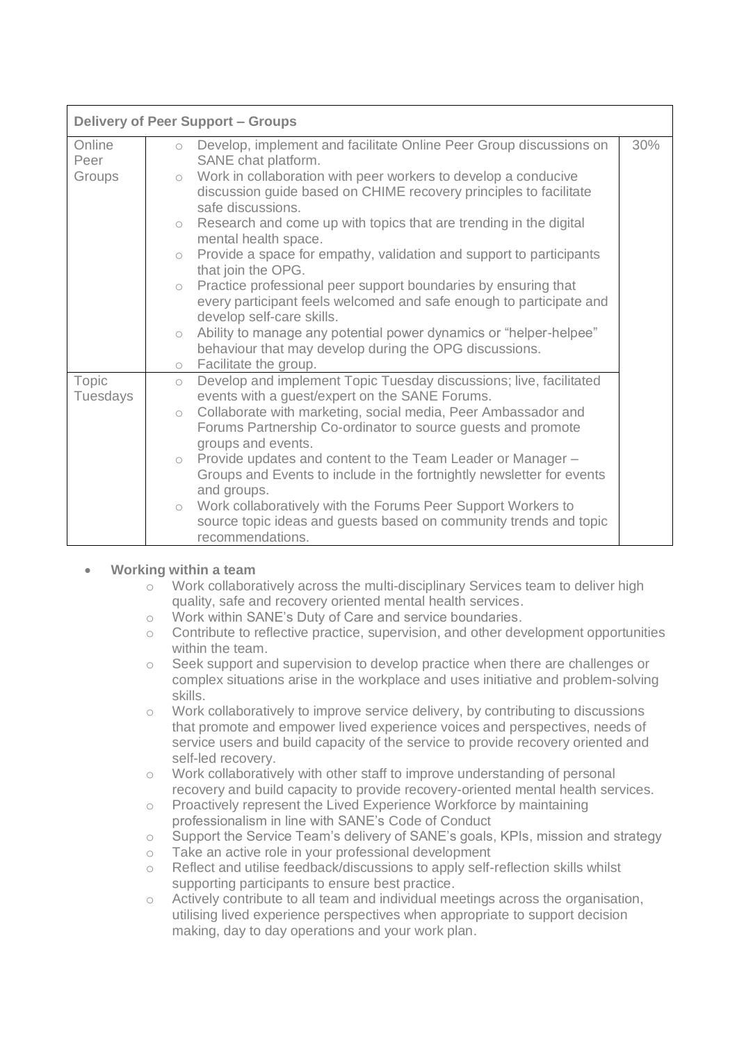| Delivery of Peer Support – Groups | | |
|---|---|---|
| Online Peer Groups | ○ Develop, implement and facilitate Online Peer Group discussions on SANE chat platform.<br>○ Work in collaboration with peer workers to develop a conducive discussion guide based on CHIME recovery principles to facilitate safe discussions.<br>○ Research and come up with topics that are trending in the digital mental health space.<br>○ Provide a space for empathy, validation and support to participants that join the OPG.<br>○ Practice professional peer support boundaries by ensuring that every participant feels welcomed and safe enough to participate and develop self-care skills.<br>○ Ability to manage any potential power dynamics or "helper-helpee" behaviour that may develop during the OPG discussions.<br>○ Facilitate the group. | 30% |
| Topic Tuesdays | ○ Develop and implement Topic Tuesday discussions; live, facilitated events with a guest/expert on the SANE Forums.<br>○ Collaborate with marketing, social media, Peer Ambassador and Forums Partnership Co-ordinator to source guests and promote groups and events.<br>○ Provide updates and content to the Team Leader or Manager – Groups and Events to include in the fortnightly newsletter for events and groups.<br>○ Work collaboratively with the Forums Peer Support Workers to source topic ideas and guests based on community trends and topic recommendations. | |

- **Working within a team**
  - Work collaboratively across the multi-disciplinary Services team to deliver high quality, safe and recovery oriented mental health services.
  - Work within SANE's Duty of Care and service boundaries.
  - Contribute to reflective practice, supervision, and other development opportunities within the team.
  - Seek support and supervision to develop practice when there are challenges or complex situations arise in the workplace and uses initiative and problem-solving skills.
  - Work collaboratively to improve service delivery, by contributing to discussions that promote and empower lived experience voices and perspectives, needs of service users and build capacity of the service to provide recovery oriented and self-led recovery.
  - Work collaboratively with other staff to improve understanding of personal recovery and build capacity to provide recovery-oriented mental health services.
  - Proactively represent the Lived Experience Workforce by maintaining professionalism in line with SANE's Code of Conduct
  - Support the Service Team's delivery of SANE's goals, KPIs, mission and strategy
  - Take an active role in your professional development
  - Reflect and utilise feedback/discussions to apply self-reflection skills whilst supporting participants to ensure best practice.
  - Actively contribute to all team and individual meetings across the organisation, utilising lived experience perspectives when appropriate to support decision making, day to day operations and your work plan.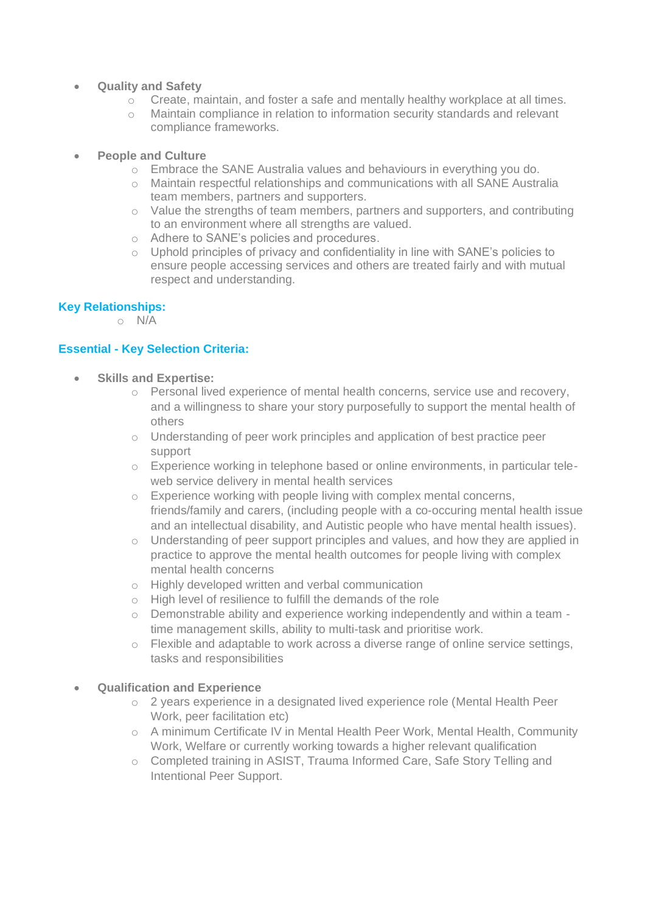- **Quality and Safety**
  - Create, maintain, and foster a safe and mentally healthy workplace at all times.
  - Maintain compliance in relation to information security standards and relevant compliance frameworks.

- **People and Culture**
  - Embrace the SANE Australia values and behaviours in everything you do.
  - Maintain respectful relationships and communications with all SANE Australia team members, partners and supporters.
  - Value the strengths of team members, partners and supporters, and contributing to an environment where all strengths are valued.
  - Adhere to SANE's policies and procedures.
  - Uphold principles of privacy and confidentiality in line with SANE's policies to ensure people accessing services and others are treated fairly and with mutual respect and understanding.

### Key Relationships:

- N/A

### Essential - Key Selection Criteria:

- **Skills and Expertise:**
  - Personal lived experience of mental health concerns, service use and recovery, and a willingness to share your story purposefully to support the mental health of others
  - Understanding of peer work principles and application of best practice peer support
  - Experience working in telephone based or online environments, in particular tele-web service delivery in mental health services
  - Experience working with people living with complex mental concerns, friends/family and carers, (including people with a co-occuring mental health issue and an intellectual disability, and Autistic people who have mental health issues).
  - Understanding of peer support principles and values, and how they are applied in practice to approve the mental health outcomes for people living with complex mental health concerns
  - Highly developed written and verbal communication
  - High level of resilience to fulfill the demands of the role
  - Demonstrable ability and experience working independently and within a team - time management skills, ability to multi-task and prioritise work.
  - Flexible and adaptable to work across a diverse range of online service settings, tasks and responsibilities

- **Qualification and Experience**
  - 2 years experience in a designated lived experience role (Mental Health Peer Work, peer facilitation etc)
  - A minimum Certificate IV in Mental Health Peer Work, Mental Health, Community Work, Welfare or currently working towards a higher relevant qualification
  - Completed training in ASIST, Trauma Informed Care, Safe Story Telling and Intentional Peer Support.